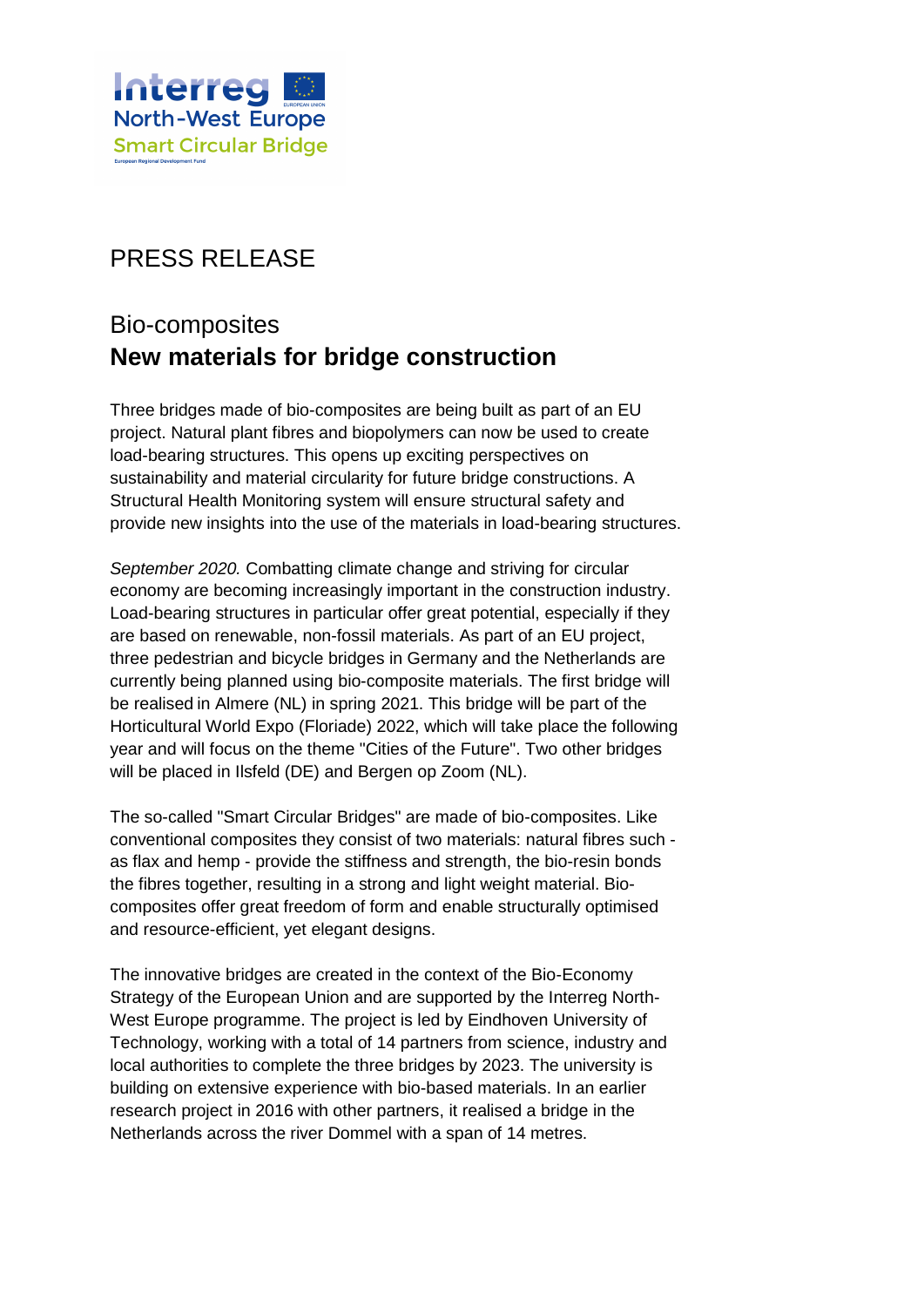Interreg North-West Europe
Smart Circular Bridge
European Regional Development Fund

# PRESS RELEASE

## Bio-composites
## **New materials for bridge construction**

Three bridges made of bio-composites are being built as part of an EU project. Natural plant fibres and biopolymers can now be used to create load-bearing structures. This opens up exciting perspectives on sustainability and material circularity for future bridge constructions. A Structural Health Monitoring system will ensure structural safety and provide new insights into the use of the materials in load-bearing structures.

*September 2020.* Combatting climate change and striving for circular economy are becoming increasingly important in the construction industry. Load-bearing structures in particular offer great potential, especially if they are based on renewable, non-fossil materials. As part of an EU project, three pedestrian and bicycle bridges in Germany and the Netherlands are currently being planned using bio-composite materials. The first bridge will be realised in Almere (NL) in spring 2021. This bridge will be part of the Horticultural World Expo (Floriade) 2022, which will take place the following year and will focus on the theme "Cities of the Future". Two other bridges will be placed in Ilsfeld (DE) and Bergen op Zoom (NL).

The so-called "Smart Circular Bridges" are made of bio-composites. Like conventional composites they consist of two materials: natural fibres such - as flax and hemp - provide the stiffness and strength, the bio-resin bonds the fibres together, resulting in a strong and light weight material. Bio-composites offer great freedom of form and enable structurally optimised and resource-efficient, yet elegant designs.

The innovative bridges are created in the context of the Bio-Economy Strategy of the European Union and are supported by the Interreg North-West Europe programme. The project is led by Eindhoven University of Technology, working with a total of 14 partners from science, industry and local authorities to complete the three bridges by 2023. The university is building on extensive experience with bio-based materials. In an earlier research project in 2016 with other partners, it realised a bridge in the Netherlands across the river Dommel with a span of 14 metres.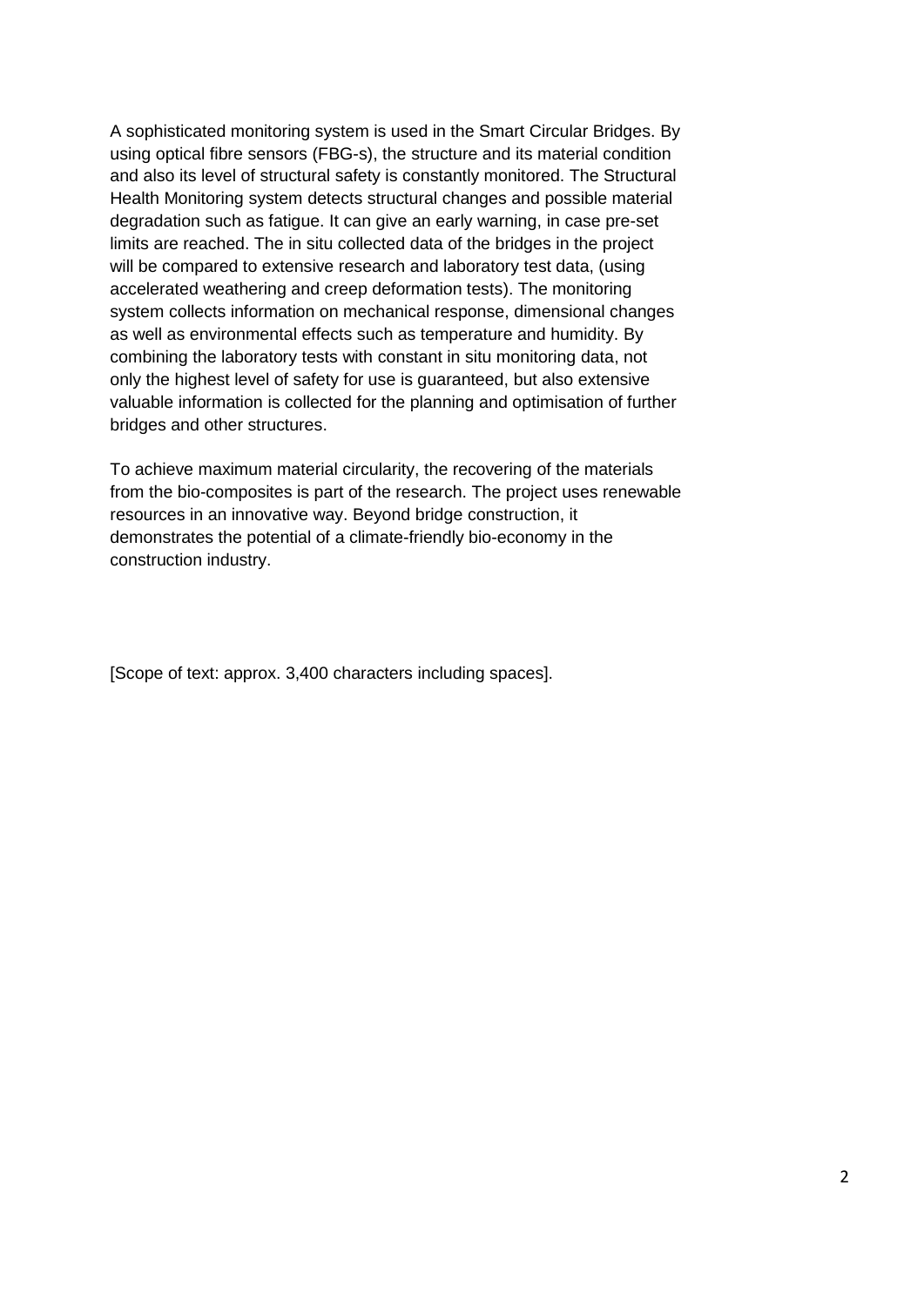A sophisticated monitoring system is used in the Smart Circular Bridges. By using optical fibre sensors (FBG-s), the structure and its material condition and also its level of structural safety is constantly monitored. The Structural Health Monitoring system detects structural changes and possible material degradation such as fatigue. It can give an early warning, in case pre-set limits are reached. The in situ collected data of the bridges in the project will be compared to extensive research and laboratory test data, (using accelerated weathering and creep deformation tests). The monitoring system collects information on mechanical response, dimensional changes as well as environmental effects such as temperature and humidity. By combining the laboratory tests with constant in situ monitoring data, not only the highest level of safety for use is guaranteed, but also extensive valuable information is collected for the planning and optimisation of further bridges and other structures.

To achieve maximum material circularity, the recovering of the materials from the bio-composites is part of the research. The project uses renewable resources in an innovative way. Beyond bridge construction, it demonstrates the potential of a climate-friendly bio-economy in the construction industry.

[Scope of text: approx. 3,400 characters including spaces].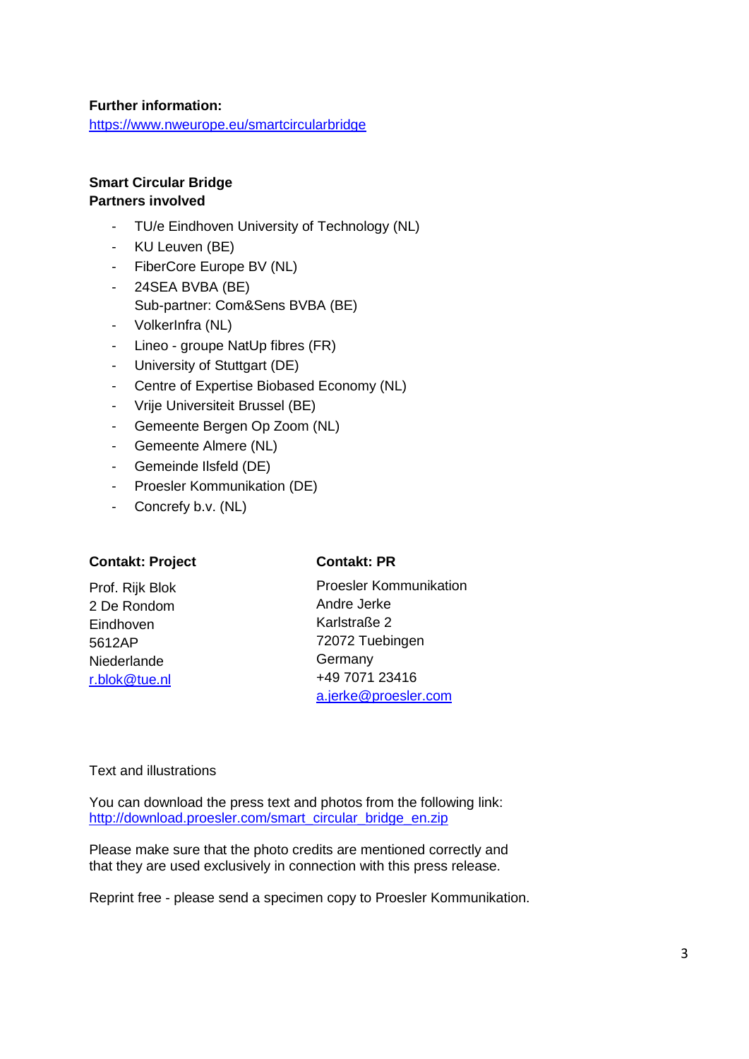**Further information:**
https://www.nweurope.eu/smartcircularbridge

**Smart Circular Bridge**
**Partners involved**

- TU/e Eindhoven University of Technology (NL)
- KU Leuven (BE)
- FiberCore Europe BV (NL)
- 24SEA BVBA (BE)
  Sub-partner: Com&Sens BVBA (BE)
- VolkerInfra (NL)
- Lineo - groupe NatUp fibres (FR)
- University of Stuttgart (DE)
- Centre of Expertise Biobased Economy (NL)
- Vrije Universiteit Brussel (BE)
- Gemeente Bergen Op Zoom (NL)
- Gemeente Almere (NL)
- Gemeinde Ilsfeld (DE)
- Proesler Kommunikation (DE)
- Concrefy b.v. (NL)

**Contakt: Project**

Prof. Rijk Blok
2 De Rondom
Eindhoven
5612AP
Niederlande
r.blok@tue.nl

**Contakt: PR**

Proesler Kommunikation
Andre Jerke
Karlstraße 2
72072 Tuebingen
Germany
+49 7071 23416
a.jerke@proesler.com

Text and illustrations

You can download the press text and photos from the following link:
http://download.proesler.com/smart_circular_bridge_en.zip

Please make sure that the photo credits are mentioned correctly and that they are used exclusively in connection with this press release.

Reprint free - please send a specimen copy to Proesler Kommunikation.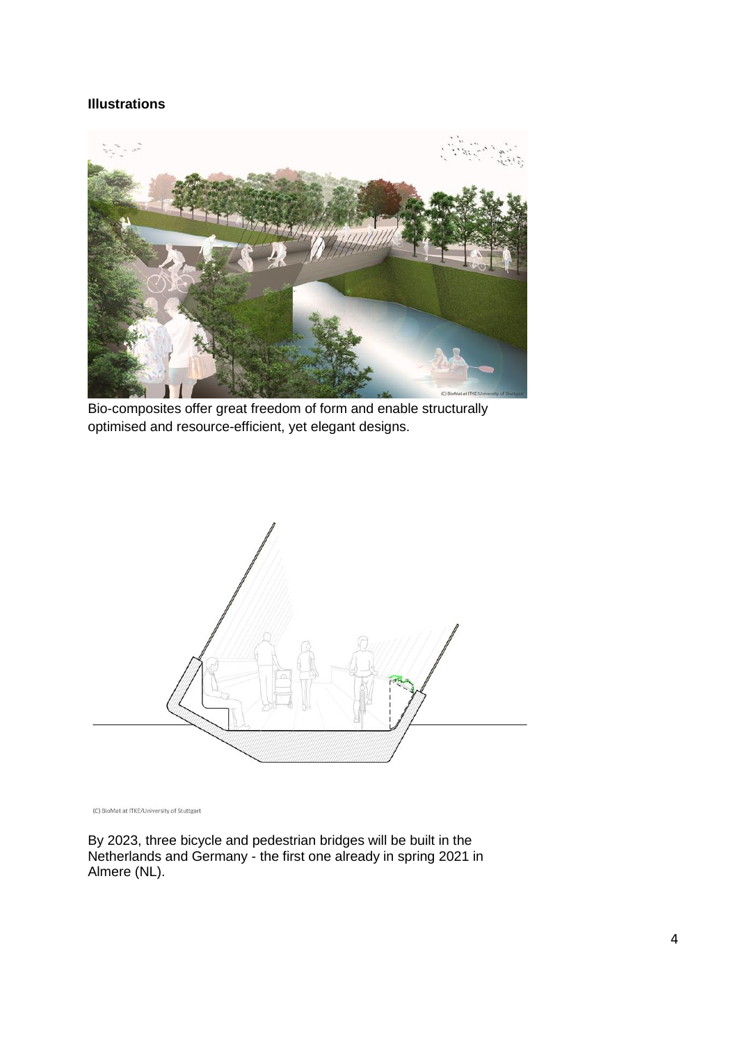**Illustrations**

Bio-composites offer great freedom of form and enable structurally optimised and resource-efficient, yet elegant designs.

(C) BioMat at ITKE/University of Stuttgart

By 2023, three bicycle and pedestrian bridges will be built in the Netherlands and Germany - the first one already in spring 2021 in Almere (NL).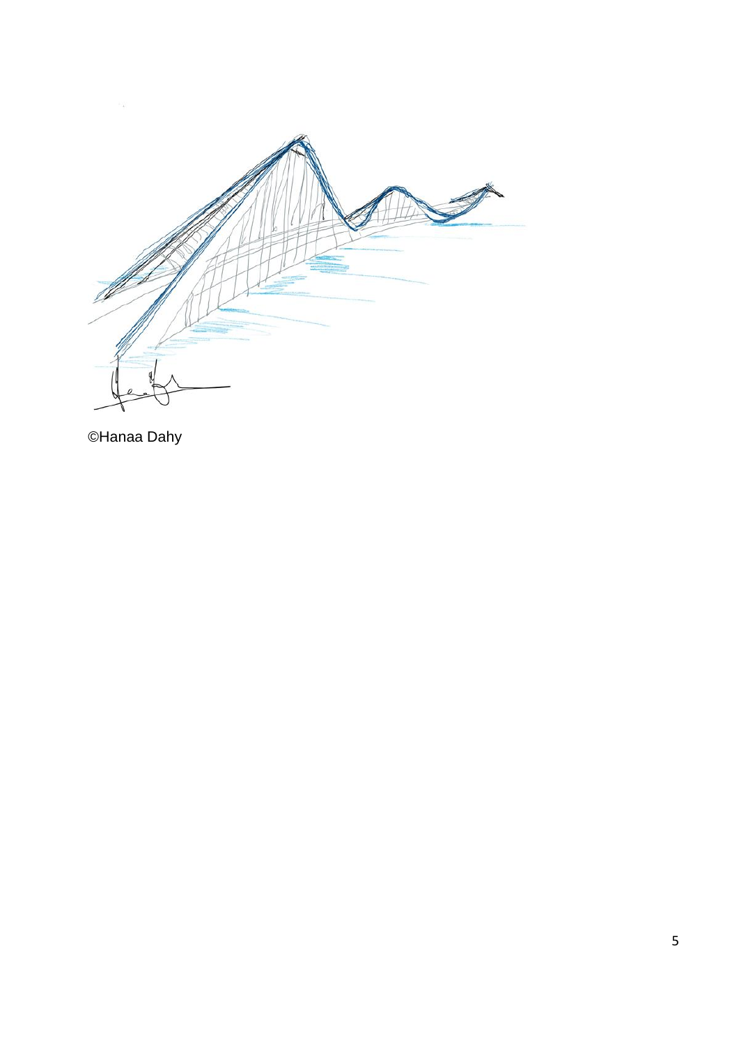©Hanaa Dahy